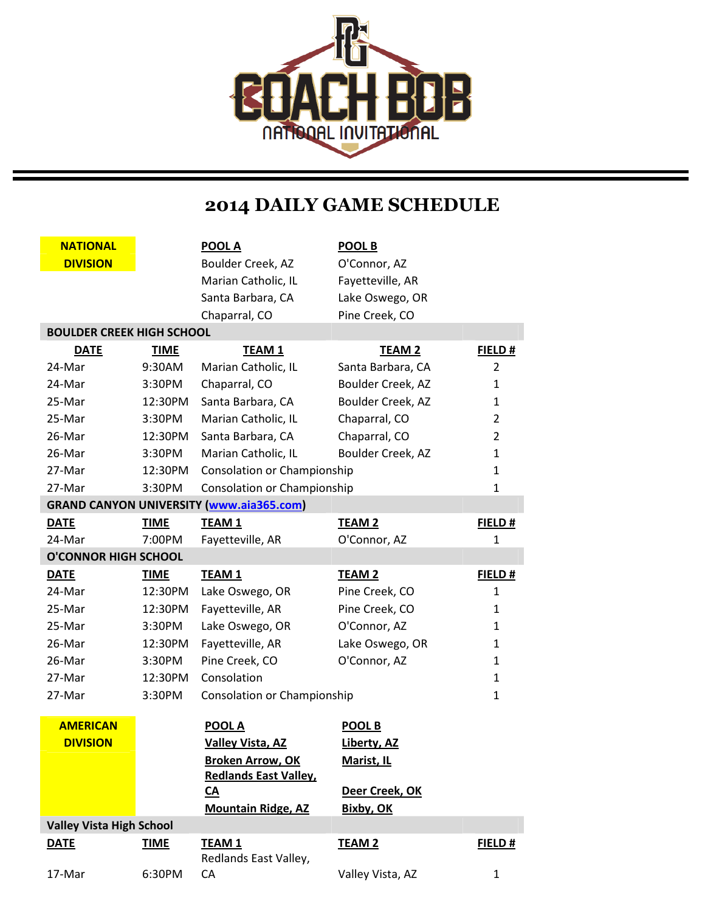PG COACH BOB NATIONAL INVITATIONAL

# 2014 DAILY GAME SCHEDULE

| NATIONAL DIVISION | | POOL A | POOL B | |
|---|---|---|---|---|
| | | Boulder Creek, AZ | O'Connor, AZ | |
| | | Marian Catholic, IL | Fayetteville, AR | |
| | | Santa Barbara, CA | Lake Oswego, OR | |
| | | Chaparral, CO | Pine Creek, CO | |

**BOULDER CREEK HIGH SCHOOL**

| DATE | TIME | TEAM 1 | TEAM 2 | FIELD # |
|---|---|---|---|---|
| 24-Mar | 9:30AM | Marian Catholic, IL | Santa Barbara, CA | 2 |
| 24-Mar | 3:30PM | Chaparral, CO | Boulder Creek, AZ | 1 |
| 25-Mar | 12:30PM | Santa Barbara, CA | Boulder Creek, AZ | 1 |
| 25-Mar | 3:30PM | Marian Catholic, IL | Chaparral, CO | 2 |
| 26-Mar | 12:30PM | Santa Barbara, CA | Chaparral, CO | 2 |
| 26-Mar | 3:30PM | Marian Catholic, IL | Boulder Creek, AZ | 1 |
| 27-Mar | 12:30PM | Consolation or Championship | | 1 |
| 27-Mar | 3:30PM | Consolation or Championship | | 1 |

**GRAND CANYON UNIVERSITY (www.aia365.com)**

| DATE | TIME | TEAM 1 | TEAM 2 | FIELD # |
|---|---|---|---|---|
| 24-Mar | 7:00PM | Fayetteville, AR | O'Connor, AZ | 1 |

**O'CONNOR HIGH SCHOOL**

| DATE | TIME | TEAM 1 | TEAM 2 | FIELD # |
|---|---|---|---|---|
| 24-Mar | 12:30PM | Lake Oswego, OR | Pine Creek, CO | 1 |
| 25-Mar | 12:30PM | Fayetteville, AR | Pine Creek, CO | 1 |
| 25-Mar | 3:30PM | Lake Oswego, OR | O'Connor, AZ | 1 |
| 26-Mar | 12:30PM | Fayetteville, AR | Lake Oswego, OR | 1 |
| 26-Mar | 3:30PM | Pine Creek, CO | O'Connor, AZ | 1 |
| 27-Mar | 12:30PM | Consolation | | 1 |
| 27-Mar | 3:30PM | Consolation or Championship | | 1 |

| AMERICAN DIVISION | | POOL A | POOL B | |
|---|---|---|---|---|
| | | Valley Vista, AZ | Liberty, AZ | |
| | | Broken Arrow, OK | Marist, IL | |
| | | Redlands East Valley, CA | Deer Creek, OK | |
| | | Mountain Ridge, AZ | Bixby, OK | |

**Valley Vista High School**

| DATE | TIME | TEAM 1 | TEAM 2 | FIELD # |
|---|---|---|---|---|
| 17-Mar | 6:30PM | Redlands East Valley, CA | Valley Vista, AZ | 1 |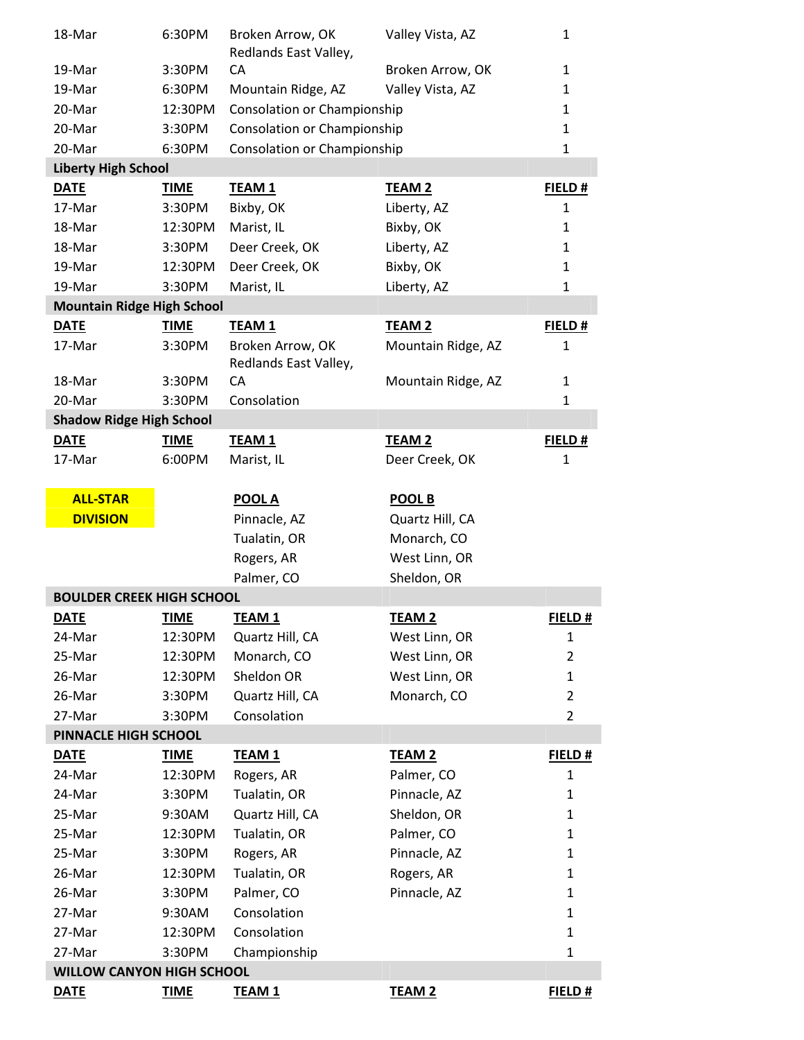| | | | | |
|---|---|---|---|---|
| 18-Mar | 6:30PM | Broken Arrow, OK | Valley Vista, AZ | 1 |
| 19-Mar | 3:30PM | Redlands East Valley, CA | Broken Arrow, OK | 1 |
| 19-Mar | 6:30PM | Mountain Ridge, AZ | Valley Vista, AZ | 1 |
| 20-Mar | 12:30PM | Consolation or Championship | | 1 |
| 20-Mar | 3:30PM | Consolation or Championship | | 1 |
| 20-Mar | 6:30PM | Consolation or Championship | | 1 |

**Liberty High School**

| DATE | TIME | TEAM 1 | TEAM 2 | FIELD # |
|---|---|---|---|---|
| 17-Mar | 3:30PM | Bixby, OK | Liberty, AZ | 1 |
| 18-Mar | 12:30PM | Marist, IL | Bixby, OK | 1 |
| 18-Mar | 3:30PM | Deer Creek, OK | Liberty, AZ | 1 |
| 19-Mar | 12:30PM | Deer Creek, OK | Bixby, OK | 1 |
| 19-Mar | 3:30PM | Marist, IL | Liberty, AZ | 1 |

**Mountain Ridge High School**

| DATE | TIME | TEAM 1 | TEAM 2 | FIELD # |
|---|---|---|---|---|
| 17-Mar | 3:30PM | Broken Arrow, OK | Mountain Ridge, AZ | 1 |
| 18-Mar | 3:30PM | Redlands East Valley, CA | Mountain Ridge, AZ | 1 |
| 20-Mar | 3:30PM | Consolation | | 1 |

**Shadow Ridge High School**

| DATE | TIME | TEAM 1 | TEAM 2 | FIELD # |
|---|---|---|---|---|
| 17-Mar | 6:00PM | Marist, IL | Deer Creek, OK | 1 |

**ALL-STAR DIVISION**

| POOL A | POOL B |
|---|---|
| Pinnacle, AZ | Quartz Hill, CA |
| Tualatin, OR | Monarch, CO |
| Rogers, AR | West Linn, OR |
| Palmer, CO | Sheldon, OR |

**BOULDER CREEK HIGH SCHOOL**

| DATE | TIME | TEAM 1 | TEAM 2 | FIELD # |
|---|---|---|---|---|
| 24-Mar | 12:30PM | Quartz Hill, CA | West Linn, OR | 1 |
| 25-Mar | 12:30PM | Monarch, CO | West Linn, OR | 2 |
| 26-Mar | 12:30PM | Sheldon OR | West Linn, OR | 1 |
| 26-Mar | 3:30PM | Quartz Hill, CA | Monarch, CO | 2 |
| 27-Mar | 3:30PM | Consolation | | 2 |

**PINNACLE HIGH SCHOOL**

| DATE | TIME | TEAM 1 | TEAM 2 | FIELD # |
|---|---|---|---|---|
| 24-Mar | 12:30PM | Rogers, AR | Palmer, CO | 1 |
| 24-Mar | 3:30PM | Tualatin, OR | Pinnacle, AZ | 1 |
| 25-Mar | 9:30AM | Quartz Hill, CA | Sheldon, OR | 1 |
| 25-Mar | 12:30PM | Tualatin, OR | Palmer, CO | 1 |
| 25-Mar | 3:30PM | Rogers, AR | Pinnacle, AZ | 1 |
| 26-Mar | 12:30PM | Tualatin, OR | Rogers, AR | 1 |
| 26-Mar | 3:30PM | Palmer, CO | Pinnacle, AZ | 1 |
| 27-Mar | 9:30AM | Consolation | | 1 |
| 27-Mar | 12:30PM | Consolation | | 1 |
| 27-Mar | 3:30PM | Championship | | 1 |

**WILLOW CANYON HIGH SCHOOL**

| DATE | TIME | TEAM 1 | TEAM 2 | FIELD # |
|---|---|---|---|---|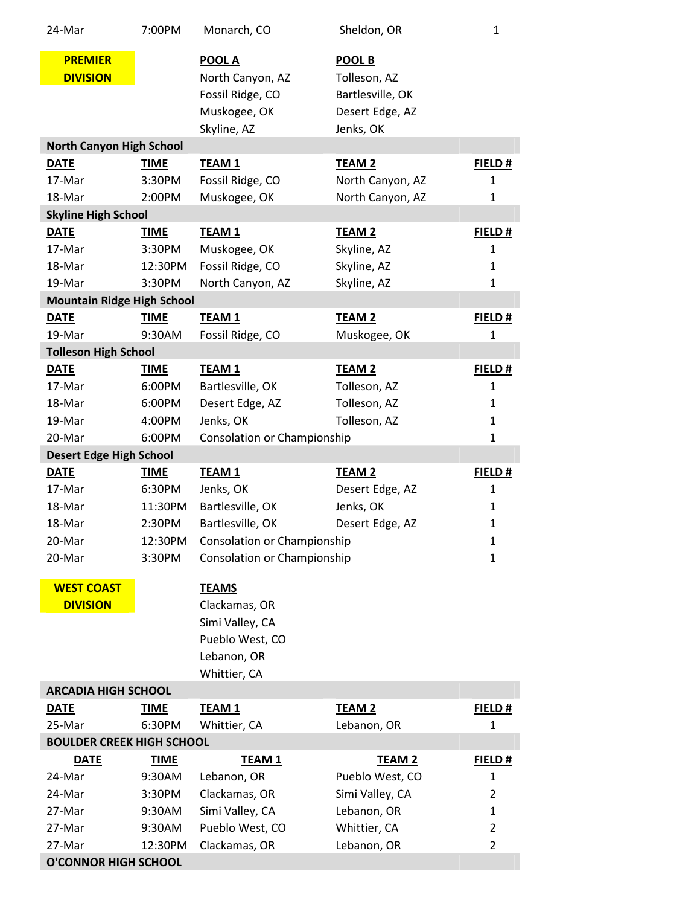| 24-Mar | 7:00PM | Monarch, CO | Sheldon, OR | 1 |
|---|---|---|---|---|

**PREMIER DIVISION**

| POOL A | POOL B |
|---|---|
| North Canyon, AZ | Tolleson, AZ |
| Fossil Ridge, CO | Bartlesville, OK |
| Muskogee, OK | Desert Edge, AZ |
| Skyline, AZ | Jenks, OK |

**North Canyon High School**

| DATE | TIME | TEAM 1 | TEAM 2 | FIELD # |
|---|---|---|---|---|
| 17-Mar | 3:30PM | Fossil Ridge, CO | North Canyon, AZ | 1 |
| 18-Mar | 2:00PM | Muskogee, OK | North Canyon, AZ | 1 |

**Skyline High School**

| DATE | TIME | TEAM 1 | TEAM 2 | FIELD # |
|---|---|---|---|---|
| 17-Mar | 3:30PM | Muskogee, OK | Skyline, AZ | 1 |
| 18-Mar | 12:30PM | Fossil Ridge, CO | Skyline, AZ | 1 |
| 19-Mar | 3:30PM | North Canyon, AZ | Skyline, AZ | 1 |

**Mountain Ridge High School**

| DATE | TIME | TEAM 1 | TEAM 2 | FIELD # |
|---|---|---|---|---|
| 19-Mar | 9:30AM | Fossil Ridge, CO | Muskogee, OK | 1 |

**Tolleson High School**

| DATE | TIME | TEAM 1 | TEAM 2 | FIELD # |
|---|---|---|---|---|
| 17-Mar | 6:00PM | Bartlesville, OK | Tolleson, AZ | 1 |
| 18-Mar | 6:00PM | Desert Edge, AZ | Tolleson, AZ | 1 |
| 19-Mar | 4:00PM | Jenks, OK | Tolleson, AZ | 1 |
| 20-Mar | 6:00PM | Consolation or Championship | | 1 |

**Desert Edge High School**

| DATE | TIME | TEAM 1 | TEAM 2 | FIELD # |
|---|---|---|---|---|
| 17-Mar | 6:30PM | Jenks, OK | Desert Edge, AZ | 1 |
| 18-Mar | 11:30PM | Bartlesville, OK | Jenks, OK | 1 |
| 18-Mar | 2:30PM | Bartlesville, OK | Desert Edge, AZ | 1 |
| 20-Mar | 12:30PM | Consolation or Championship | | 1 |
| 20-Mar | 3:30PM | Consolation or Championship | | 1 |

**WEST COAST DIVISION**

**TEAMS**

- Clackamas, OR
- Simi Valley, CA
- Pueblo West, CO
- Lebanon, OR
- Whittier, CA

**ARCADIA HIGH SCHOOL**

| DATE | TIME | TEAM 1 | TEAM 2 | FIELD # |
|---|---|---|---|---|
| 25-Mar | 6:30PM | Whittier, CA | Lebanon, OR | 1 |

**BOULDER CREEK HIGH SCHOOL**

| DATE | TIME | TEAM 1 | TEAM 2 | FIELD # |
|---|---|---|---|---|
| 24-Mar | 9:30AM | Lebanon, OR | Pueblo West, CO | 1 |
| 24-Mar | 3:30PM | Clackamas, OR | Simi Valley, CA | 2 |
| 27-Mar | 9:30AM | Simi Valley, CA | Lebanon, OR | 1 |
| 27-Mar | 9:30AM | Pueblo West, CO | Whittier, CA | 2 |
| 27-Mar | 12:30PM | Clackamas, OR | Lebanon, OR | 2 |

**O'CONNOR HIGH SCHOOL**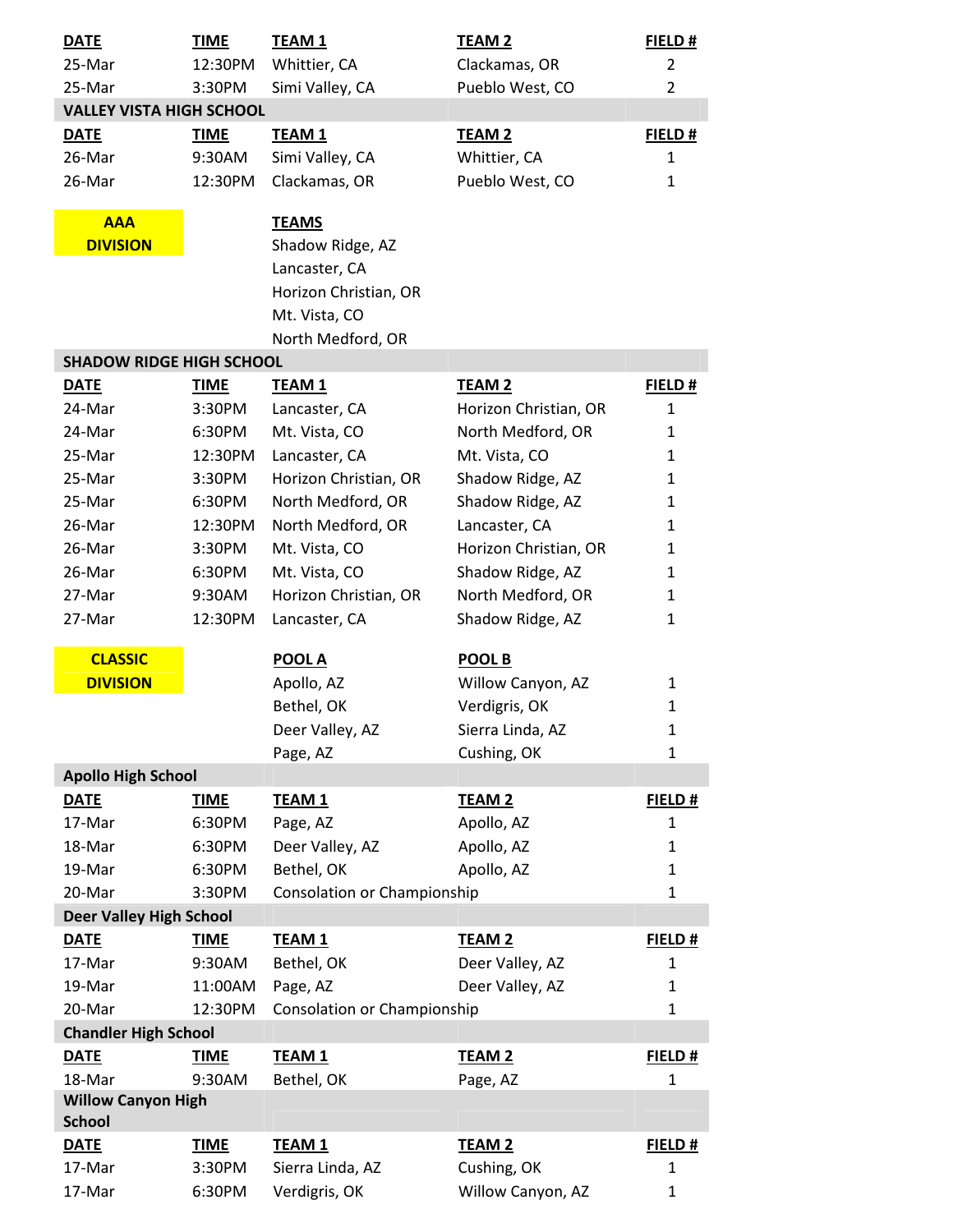| DATE | TIME | TEAM 1 | TEAM 2 | FIELD # |
|---|---|---|---|---|
| 25-Mar | 12:30PM | Whittier, CA | Clackamas, OR | 2 |
| 25-Mar | 3:30PM | Simi Valley, CA | Pueblo West, CO | 2 |

**VALLEY VISTA HIGH SCHOOL**

| DATE | TIME | TEAM 1 | TEAM 2 | FIELD # |
|---|---|---|---|---|
| 26-Mar | 9:30AM | Simi Valley, CA | Whittier, CA | 1 |
| 26-Mar | 12:30PM | Clackamas, OR | Pueblo West, CO | 1 |

## AAA DIVISION

**TEAMS**

- Shadow Ridge, AZ
- Lancaster, CA
- Horizon Christian, OR
- Mt. Vista, CO
- North Medford, OR

**SHADOW RIDGE HIGH SCHOOL**

| DATE | TIME | TEAM 1 | TEAM 2 | FIELD # |
|---|---|---|---|---|
| 24-Mar | 3:30PM | Lancaster, CA | Horizon Christian, OR | 1 |
| 24-Mar | 6:30PM | Mt. Vista, CO | North Medford, OR | 1 |
| 25-Mar | 12:30PM | Lancaster, CA | Mt. Vista, CO | 1 |
| 25-Mar | 3:30PM | Horizon Christian, OR | Shadow Ridge, AZ | 1 |
| 25-Mar | 6:30PM | North Medford, OR | Shadow Ridge, AZ | 1 |
| 26-Mar | 12:30PM | North Medford, OR | Lancaster, CA | 1 |
| 26-Mar | 3:30PM | Mt. Vista, CO | Horizon Christian, OR | 1 |
| 26-Mar | 6:30PM | Mt. Vista, CO | Shadow Ridge, AZ | 1 |
| 27-Mar | 9:30AM | Horizon Christian, OR | North Medford, OR | 1 |
| 27-Mar | 12:30PM | Lancaster, CA | Shadow Ridge, AZ | 1 |

## CLASSIC DIVISION

| POOL A | POOL B | |
|---|---|---|
| Apollo, AZ | Willow Canyon, AZ | 1 |
| Bethel, OK | Verdigris, OK | 1 |
| Deer Valley, AZ | Sierra Linda, AZ | 1 |
| Page, AZ | Cushing, OK | 1 |

**Apollo High School**

| DATE | TIME | TEAM 1 | TEAM 2 | FIELD # |
|---|---|---|---|---|
| 17-Mar | 6:30PM | Page, AZ | Apollo, AZ | 1 |
| 18-Mar | 6:30PM | Deer Valley, AZ | Apollo, AZ | 1 |
| 19-Mar | 6:30PM | Bethel, OK | Apollo, AZ | 1 |
| 20-Mar | 3:30PM | Consolation or Championship | | 1 |

**Deer Valley High School**

| DATE | TIME | TEAM 1 | TEAM 2 | FIELD # |
|---|---|---|---|---|
| 17-Mar | 9:30AM | Bethel, OK | Deer Valley, AZ | 1 |
| 19-Mar | 11:00AM | Page, AZ | Deer Valley, AZ | 1 |
| 20-Mar | 12:30PM | Consolation or Championship | | 1 |

**Chandler High School**

| DATE | TIME | TEAM 1 | TEAM 2 | FIELD # |
|---|---|---|---|---|
| 18-Mar | 9:30AM | Bethel, OK | Page, AZ | 1 |

**Willow Canyon High School**

| DATE | TIME | TEAM 1 | TEAM 2 | FIELD # |
|---|---|---|---|---|
| 17-Mar | 3:30PM | Sierra Linda, AZ | Cushing, OK | 1 |
| 17-Mar | 6:30PM | Verdigris, OK | Willow Canyon, AZ | 1 |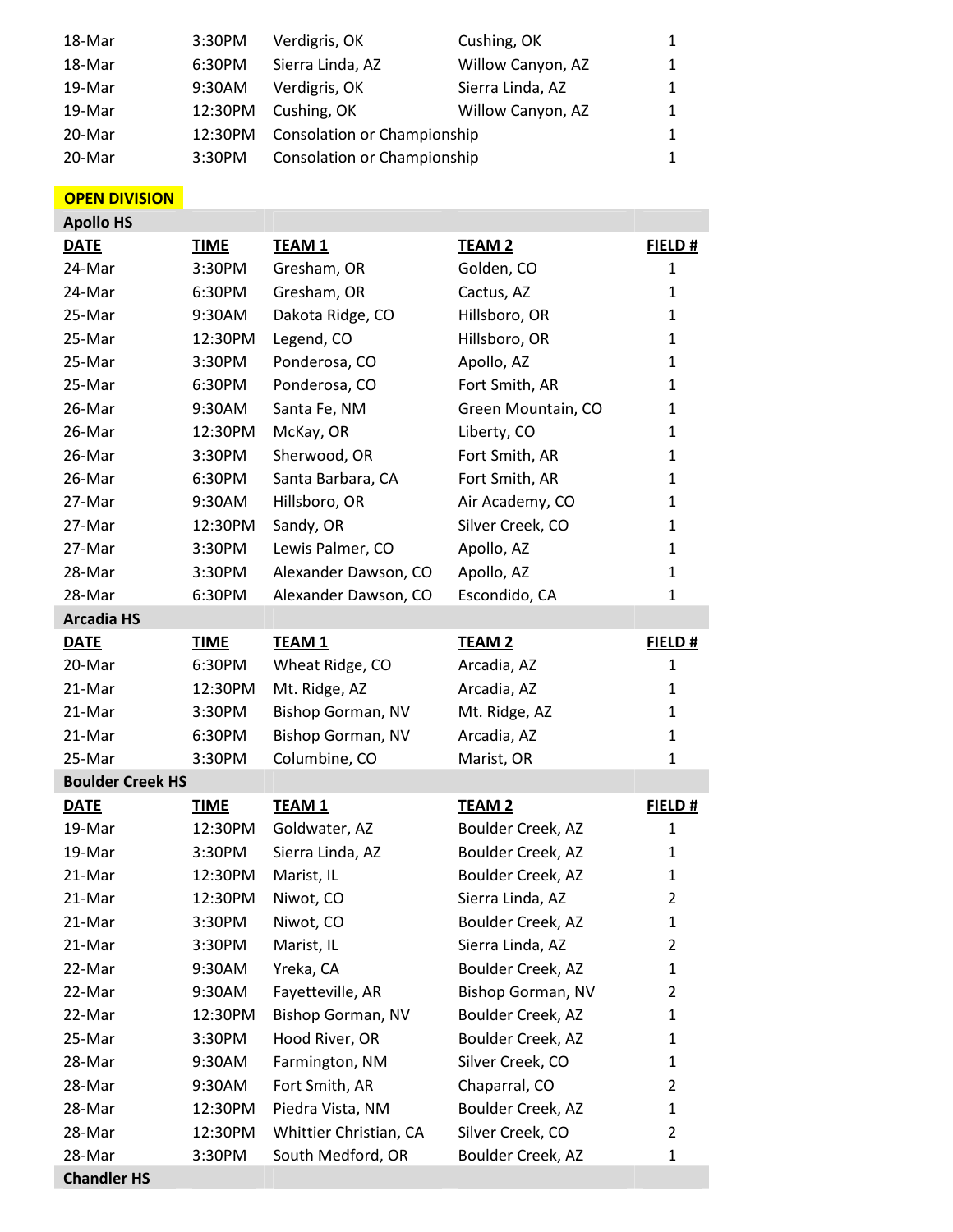| | | | | |
|---|---|---|---|---|
| 18-Mar | 3:30PM | Verdigris, OK | Cushing, OK | 1 |
| 18-Mar | 6:30PM | Sierra Linda, AZ | Willow Canyon, AZ | 1 |
| 19-Mar | 9:30AM | Verdigris, OK | Sierra Linda, AZ | 1 |
| 19-Mar | 12:30PM | Cushing, OK | Willow Canyon, AZ | 1 |
| 20-Mar | 12:30PM | Consolation or Championship | | 1 |
| 20-Mar | 3:30PM | Consolation or Championship | | 1 |

**OPEN DIVISION**

**Apollo HS**

| DATE | TIME | TEAM 1 | TEAM 2 | FIELD # |
|---|---|---|---|---|
| 24-Mar | 3:30PM | Gresham, OR | Golden, CO | 1 |
| 24-Mar | 6:30PM | Gresham, OR | Cactus, AZ | 1 |
| 25-Mar | 9:30AM | Dakota Ridge, CO | Hillsboro, OR | 1 |
| 25-Mar | 12:30PM | Legend, CO | Hillsboro, OR | 1 |
| 25-Mar | 3:30PM | Ponderosa, CO | Apollo, AZ | 1 |
| 25-Mar | 6:30PM | Ponderosa, CO | Fort Smith, AR | 1 |
| 26-Mar | 9:30AM | Santa Fe, NM | Green Mountain, CO | 1 |
| 26-Mar | 12:30PM | McKay, OR | Liberty, CO | 1 |
| 26-Mar | 3:30PM | Sherwood, OR | Fort Smith, AR | 1 |
| 26-Mar | 6:30PM | Santa Barbara, CA | Fort Smith, AR | 1 |
| 27-Mar | 9:30AM | Hillsboro, OR | Air Academy, CO | 1 |
| 27-Mar | 12:30PM | Sandy, OR | Silver Creek, CO | 1 |
| 27-Mar | 3:30PM | Lewis Palmer, CO | Apollo, AZ | 1 |
| 28-Mar | 3:30PM | Alexander Dawson, CO | Apollo, AZ | 1 |
| 28-Mar | 6:30PM | Alexander Dawson, CO | Escondido, CA | 1 |

**Arcadia HS**

| DATE | TIME | TEAM 1 | TEAM 2 | FIELD # |
|---|---|---|---|---|
| 20-Mar | 6:30PM | Wheat Ridge, CO | Arcadia, AZ | 1 |
| 21-Mar | 12:30PM | Mt. Ridge, AZ | Arcadia, AZ | 1 |
| 21-Mar | 3:30PM | Bishop Gorman, NV | Mt. Ridge, AZ | 1 |
| 21-Mar | 6:30PM | Bishop Gorman, NV | Arcadia, AZ | 1 |
| 25-Mar | 3:30PM | Columbine, CO | Marist, OR | 1 |

**Boulder Creek HS**

| DATE | TIME | TEAM 1 | TEAM 2 | FIELD # |
|---|---|---|---|---|
| 19-Mar | 12:30PM | Goldwater, AZ | Boulder Creek, AZ | 1 |
| 19-Mar | 3:30PM | Sierra Linda, AZ | Boulder Creek, AZ | 1 |
| 21-Mar | 12:30PM | Marist, IL | Boulder Creek, AZ | 1 |
| 21-Mar | 12:30PM | Niwot, CO | Sierra Linda, AZ | 2 |
| 21-Mar | 3:30PM | Niwot, CO | Boulder Creek, AZ | 1 |
| 21-Mar | 3:30PM | Marist, IL | Sierra Linda, AZ | 2 |
| 22-Mar | 9:30AM | Yreka, CA | Boulder Creek, AZ | 1 |
| 22-Mar | 9:30AM | Fayetteville, AR | Bishop Gorman, NV | 2 |
| 22-Mar | 12:30PM | Bishop Gorman, NV | Boulder Creek, AZ | 1 |
| 25-Mar | 3:30PM | Hood River, OR | Boulder Creek, AZ | 1 |
| 28-Mar | 9:30AM | Farmington, NM | Silver Creek, CO | 1 |
| 28-Mar | 9:30AM | Fort Smith, AR | Chaparral, CO | 2 |
| 28-Mar | 12:30PM | Piedra Vista, NM | Boulder Creek, AZ | 1 |
| 28-Mar | 12:30PM | Whittier Christian, CA | Silver Creek, CO | 2 |
| 28-Mar | 3:30PM | South Medford, OR | Boulder Creek, AZ | 1 |

**Chandler HS**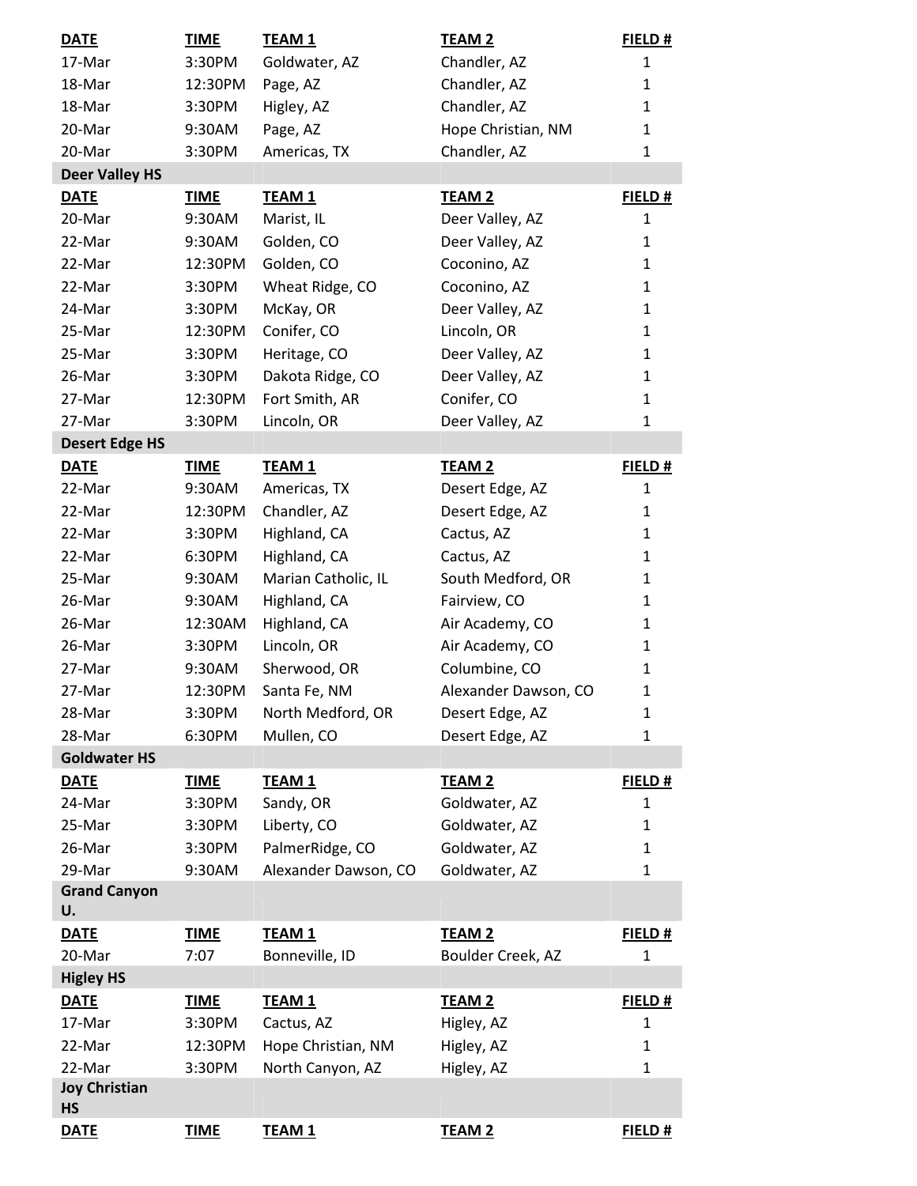| DATE | TIME | TEAM 1 | TEAM 2 | FIELD # |
|---|---|---|---|---|
| 17-Mar | 3:30PM | Goldwater, AZ | Chandler, AZ | 1 |
| 18-Mar | 12:30PM | Page, AZ | Chandler, AZ | 1 |
| 18-Mar | 3:30PM | Higley, AZ | Chandler, AZ | 1 |
| 20-Mar | 9:30AM | Page, AZ | Hope Christian, NM | 1 |
| 20-Mar | 3:30PM | Americas, TX | Chandler, AZ | 1 |

**Deer Valley HS**

| DATE | TIME | TEAM 1 | TEAM 2 | FIELD # |
|---|---|---|---|---|
| 20-Mar | 9:30AM | Marist, IL | Deer Valley, AZ | 1 |
| 22-Mar | 9:30AM | Golden, CO | Deer Valley, AZ | 1 |
| 22-Mar | 12:30PM | Golden, CO | Coconino, AZ | 1 |
| 22-Mar | 3:30PM | Wheat Ridge, CO | Coconino, AZ | 1 |
| 24-Mar | 3:30PM | McKay, OR | Deer Valley, AZ | 1 |
| 25-Mar | 12:30PM | Conifer, CO | Lincoln, OR | 1 |
| 25-Mar | 3:30PM | Heritage, CO | Deer Valley, AZ | 1 |
| 26-Mar | 3:30PM | Dakota Ridge, CO | Deer Valley, AZ | 1 |
| 27-Mar | 12:30PM | Fort Smith, AR | Conifer, CO | 1 |
| 27-Mar | 3:30PM | Lincoln, OR | Deer Valley, AZ | 1 |

**Desert Edge HS**

| DATE | TIME | TEAM 1 | TEAM 2 | FIELD # |
|---|---|---|---|---|
| 22-Mar | 9:30AM | Americas, TX | Desert Edge, AZ | 1 |
| 22-Mar | 12:30PM | Chandler, AZ | Desert Edge, AZ | 1 |
| 22-Mar | 3:30PM | Highland, CA | Cactus, AZ | 1 |
| 22-Mar | 6:30PM | Highland, CA | Cactus, AZ | 1 |
| 25-Mar | 9:30AM | Marian Catholic, IL | South Medford, OR | 1 |
| 26-Mar | 9:30AM | Highland, CA | Fairview, CO | 1 |
| 26-Mar | 12:30AM | Highland, CA | Air Academy, CO | 1 |
| 26-Mar | 3:30PM | Lincoln, OR | Air Academy, CO | 1 |
| 27-Mar | 9:30AM | Sherwood, OR | Columbine, CO | 1 |
| 27-Mar | 12:30PM | Santa Fe, NM | Alexander Dawson, CO | 1 |
| 28-Mar | 3:30PM | North Medford, OR | Desert Edge, AZ | 1 |
| 28-Mar | 6:30PM | Mullen, CO | Desert Edge, AZ | 1 |

**Goldwater HS**

| DATE | TIME | TEAM 1 | TEAM 2 | FIELD # |
|---|---|---|---|---|
| 24-Mar | 3:30PM | Sandy, OR | Goldwater, AZ | 1 |
| 25-Mar | 3:30PM | Liberty, CO | Goldwater, AZ | 1 |
| 26-Mar | 3:30PM | PalmerRidge, CO | Goldwater, AZ | 1 |
| 29-Mar | 9:30AM | Alexander Dawson, CO | Goldwater, AZ | 1 |

**Grand Canyon U.**

| DATE | TIME | TEAM 1 | TEAM 2 | FIELD # |
|---|---|---|---|---|
| 20-Mar | 7:07 | Bonneville, ID | Boulder Creek, AZ | 1 |

**Higley HS**

| DATE | TIME | TEAM 1 | TEAM 2 | FIELD # |
|---|---|---|---|---|
| 17-Mar | 3:30PM | Cactus, AZ | Higley, AZ | 1 |
| 22-Mar | 12:30PM | Hope Christian, NM | Higley, AZ | 1 |
| 22-Mar | 3:30PM | North Canyon, AZ | Higley, AZ | 1 |

**Joy Christian HS**

| DATE | TIME | TEAM 1 | TEAM 2 | FIELD # |
|---|---|---|---|---|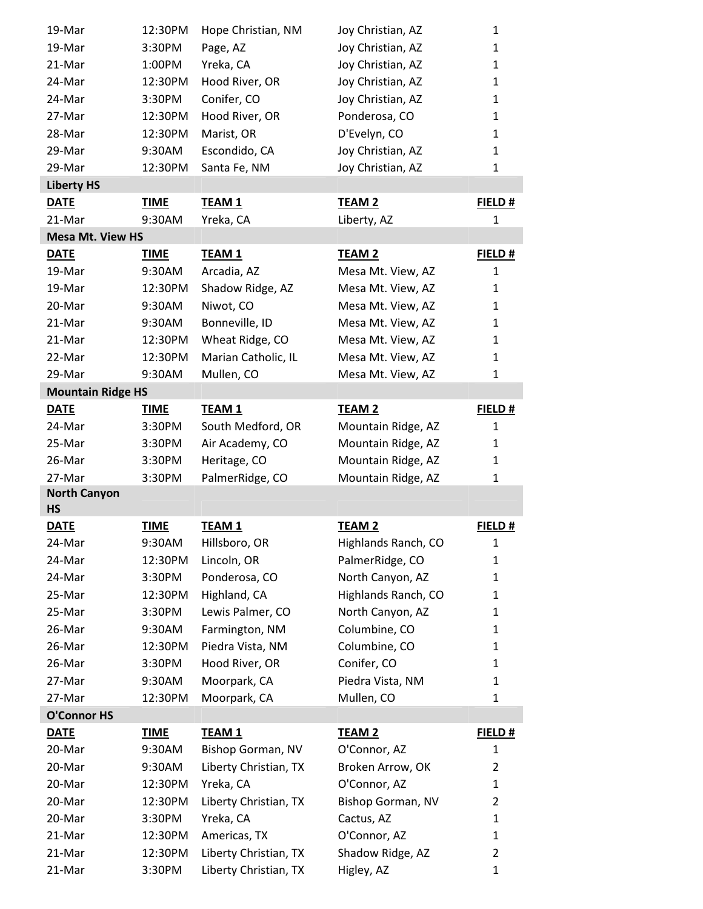| | | | | |
|---|---|---|---|---|
| 19-Mar | 12:30PM | Hope Christian, NM | Joy Christian, AZ | 1 |
| 19-Mar | 3:30PM | Page, AZ | Joy Christian, AZ | 1 |
| 21-Mar | 1:00PM | Yreka, CA | Joy Christian, AZ | 1 |
| 24-Mar | 12:30PM | Hood River, OR | Joy Christian, AZ | 1 |
| 24-Mar | 3:30PM | Conifer, CO | Joy Christian, AZ | 1 |
| 27-Mar | 12:30PM | Hood River, OR | Ponderosa, CO | 1 |
| 28-Mar | 12:30PM | Marist, OR | D'Evelyn, CO | 1 |
| 29-Mar | 9:30AM | Escondido, CA | Joy Christian, AZ | 1 |
| 29-Mar | 12:30PM | Santa Fe, NM | Joy Christian, AZ | 1 |

**Liberty HS**

| DATE | TIME | TEAM 1 | TEAM 2 | FIELD # |
|---|---|---|---|---|
| 21-Mar | 9:30AM | Yreka, CA | Liberty, AZ | 1 |

**Mesa Mt. View HS**

| DATE | TIME | TEAM 1 | TEAM 2 | FIELD # |
|---|---|---|---|---|
| 19-Mar | 9:30AM | Arcadia, AZ | Mesa Mt. View, AZ | 1 |
| 19-Mar | 12:30PM | Shadow Ridge, AZ | Mesa Mt. View, AZ | 1 |
| 20-Mar | 9:30AM | Niwot, CO | Mesa Mt. View, AZ | 1 |
| 21-Mar | 9:30AM | Bonneville, ID | Mesa Mt. View, AZ | 1 |
| 21-Mar | 12:30PM | Wheat Ridge, CO | Mesa Mt. View, AZ | 1 |
| 22-Mar | 12:30PM | Marian Catholic, IL | Mesa Mt. View, AZ | 1 |
| 29-Mar | 9:30AM | Mullen, CO | Mesa Mt. View, AZ | 1 |

**Mountain Ridge HS**

| DATE | TIME | TEAM 1 | TEAM 2 | FIELD # |
|---|---|---|---|---|
| 24-Mar | 3:30PM | South Medford, OR | Mountain Ridge, AZ | 1 |
| 25-Mar | 3:30PM | Air Academy, CO | Mountain Ridge, AZ | 1 |
| 26-Mar | 3:30PM | Heritage, CO | Mountain Ridge, AZ | 1 |
| 27-Mar | 3:30PM | PalmerRidge, CO | Mountain Ridge, AZ | 1 |

**North Canyon HS**

| DATE | TIME | TEAM 1 | TEAM 2 | FIELD # |
|---|---|---|---|---|
| 24-Mar | 9:30AM | Hillsboro, OR | Highlands Ranch, CO | 1 |
| 24-Mar | 12:30PM | Lincoln, OR | PalmerRidge, CO | 1 |
| 24-Mar | 3:30PM | Ponderosa, CO | North Canyon, AZ | 1 |
| 25-Mar | 12:30PM | Highland, CA | Highlands Ranch, CO | 1 |
| 25-Mar | 3:30PM | Lewis Palmer, CO | North Canyon, AZ | 1 |
| 26-Mar | 9:30AM | Farmington, NM | Columbine, CO | 1 |
| 26-Mar | 12:30PM | Piedra Vista, NM | Columbine, CO | 1 |
| 26-Mar | 3:30PM | Hood River, OR | Conifer, CO | 1 |
| 27-Mar | 9:30AM | Moorpark, CA | Piedra Vista, NM | 1 |
| 27-Mar | 12:30PM | Moorpark, CA | Mullen, CO | 1 |

**O'Connor HS**

| DATE | TIME | TEAM 1 | TEAM 2 | FIELD # |
|---|---|---|---|---|
| 20-Mar | 9:30AM | Bishop Gorman, NV | O'Connor, AZ | 1 |
| 20-Mar | 9:30AM | Liberty Christian, TX | Broken Arrow, OK | 2 |
| 20-Mar | 12:30PM | Yreka, CA | O'Connor, AZ | 1 |
| 20-Mar | 12:30PM | Liberty Christian, TX | Bishop Gorman, NV | 2 |
| 20-Mar | 3:30PM | Yreka, CA | Cactus, AZ | 1 |
| 21-Mar | 12:30PM | Americas, TX | O'Connor, AZ | 1 |
| 21-Mar | 12:30PM | Liberty Christian, TX | Shadow Ridge, AZ | 2 |
| 21-Mar | 3:30PM | Liberty Christian, TX | Higley, AZ | 1 |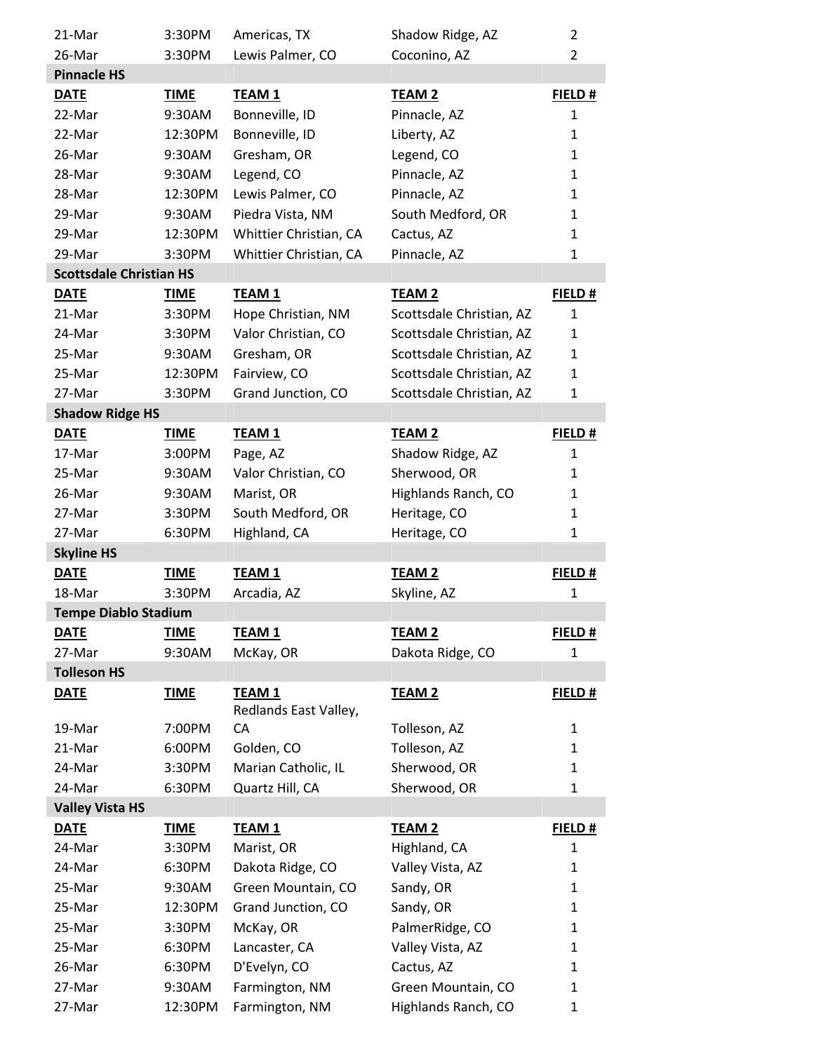| | | | | |
|---|---|---|---|---|
| 21-Mar | 3:30PM | Americas, TX | Shadow Ridge, AZ | 2 |
| 26-Mar | 3:30PM | Lewis Palmer, CO | Coconino, AZ | 2 |

**Pinnacle HS**

| DATE | TIME | TEAM 1 | TEAM 2 | FIELD # |
|---|---|---|---|---|
| 22-Mar | 9:30AM | Bonneville, ID | Pinnacle, AZ | 1 |
| 22-Mar | 12:30PM | Bonneville, ID | Liberty, AZ | 1 |
| 26-Mar | 9:30AM | Gresham, OR | Legend, CO | 1 |
| 28-Mar | 9:30AM | Legend, CO | Pinnacle, AZ | 1 |
| 28-Mar | 12:30PM | Lewis Palmer, CO | Pinnacle, AZ | 1 |
| 29-Mar | 9:30AM | Piedra Vista, NM | South Medford, OR | 1 |
| 29-Mar | 12:30PM | Whittier Christian, CA | Cactus, AZ | 1 |
| 29-Mar | 3:30PM | Whittier Christian, CA | Pinnacle, AZ | 1 |

**Scottsdale Christian HS**

| DATE | TIME | TEAM 1 | TEAM 2 | FIELD # |
|---|---|---|---|---|
| 21-Mar | 3:30PM | Hope Christian, NM | Scottsdale Christian, AZ | 1 |
| 24-Mar | 3:30PM | Valor Christian, CO | Scottsdale Christian, AZ | 1 |
| 25-Mar | 9:30AM | Gresham, OR | Scottsdale Christian, AZ | 1 |
| 25-Mar | 12:30PM | Fairview, CO | Scottsdale Christian, AZ | 1 |
| 27-Mar | 3:30PM | Grand Junction, CO | Scottsdale Christian, AZ | 1 |

**Shadow Ridge HS**

| DATE | TIME | TEAM 1 | TEAM 2 | FIELD # |
|---|---|---|---|---|
| 17-Mar | 3:00PM | Page, AZ | Shadow Ridge, AZ | 1 |
| 25-Mar | 9:30AM | Valor Christian, CO | Sherwood, OR | 1 |
| 26-Mar | 9:30AM | Marist, OR | Highlands Ranch, CO | 1 |
| 27-Mar | 3:30PM | South Medford, OR | Heritage, CO | 1 |
| 27-Mar | 6:30PM | Highland, CA | Heritage, CO | 1 |

**Skyline HS**

| DATE | TIME | TEAM 1 | TEAM 2 | FIELD # |
|---|---|---|---|---|
| 18-Mar | 3:30PM | Arcadia, AZ | Skyline, AZ | 1 |

**Tempe Diablo Stadium**

| DATE | TIME | TEAM 1 | TEAM 2 | FIELD # |
|---|---|---|---|---|
| 27-Mar | 9:30AM | McKay, OR | Dakota Ridge, CO | 1 |

**Tolleson HS**

| DATE | TIME | TEAM 1 | TEAM 2 | FIELD # |
|---|---|---|---|---|
| 19-Mar | 7:00PM | Redlands East Valley, CA | Tolleson, AZ | 1 |
| 21-Mar | 6:00PM | Golden, CO | Tolleson, AZ | 1 |
| 24-Mar | 3:30PM | Marian Catholic, IL | Sherwood, OR | 1 |
| 24-Mar | 6:30PM | Quartz Hill, CA | Sherwood, OR | 1 |

**Valley Vista HS**

| DATE | TIME | TEAM 1 | TEAM 2 | FIELD # |
|---|---|---|---|---|
| 24-Mar | 3:30PM | Marist, OR | Highland, CA | 1 |
| 24-Mar | 6:30PM | Dakota Ridge, CO | Valley Vista, AZ | 1 |
| 25-Mar | 9:30AM | Green Mountain, CO | Sandy, OR | 1 |
| 25-Mar | 12:30PM | Grand Junction, CO | Sandy, OR | 1 |
| 25-Mar | 3:30PM | McKay, OR | PalmerRidge, CO | 1 |
| 25-Mar | 6:30PM | Lancaster, CA | Valley Vista, AZ | 1 |
| 26-Mar | 6:30PM | D'Evelyn, CO | Cactus, AZ | 1 |
| 27-Mar | 9:30AM | Farmington, NM | Green Mountain, CO | 1 |
| 27-Mar | 12:30PM | Farmington, NM | Highlands Ranch, CO | 1 |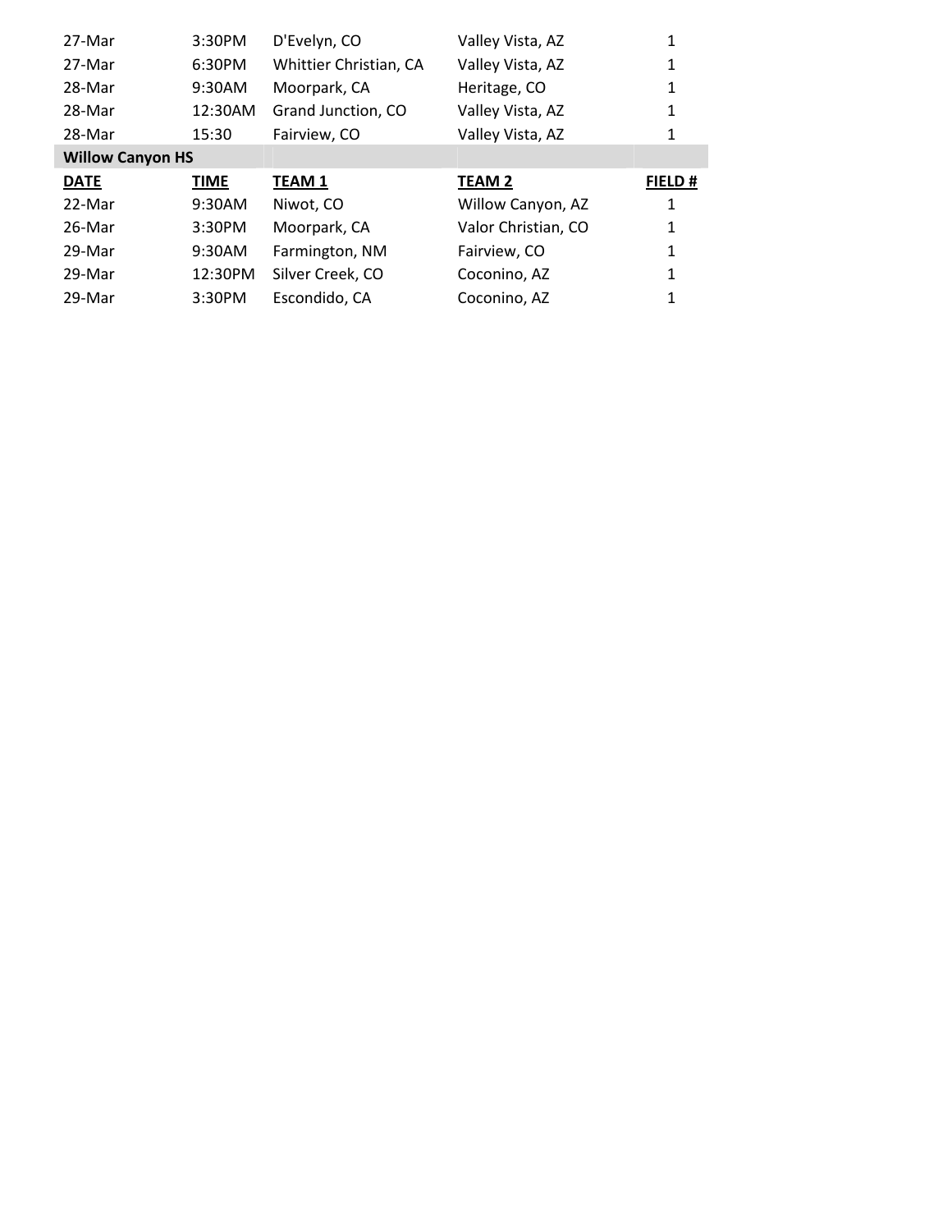| | | | | |
|---|---|---|---|---|
| 27-Mar | 3:30PM | D'Evelyn, CO | Valley Vista, AZ | 1 |
| 27-Mar | 6:30PM | Whittier Christian, CA | Valley Vista, AZ | 1 |
| 28-Mar | 9:30AM | Moorpark, CA | Heritage, CO | 1 |
| 28-Mar | 12:30AM | Grand Junction, CO | Valley Vista, AZ | 1 |
| 28-Mar | 15:30 | Fairview, CO | Valley Vista, AZ | 1 |

**Willow Canyon HS**

| DATE | TIME | TEAM 1 | TEAM 2 | FIELD # |
|---|---|---|---|---|
| 22-Mar | 9:30AM | Niwot, CO | Willow Canyon, AZ | 1 |
| 26-Mar | 3:30PM | Moorpark, CA | Valor Christian, CO | 1 |
| 29-Mar | 9:30AM | Farmington, NM | Fairview, CO | 1 |
| 29-Mar | 12:30PM | Silver Creek, CO | Coconino, AZ | 1 |
| 29-Mar | 3:30PM | Escondido, CA | Coconino, AZ | 1 |